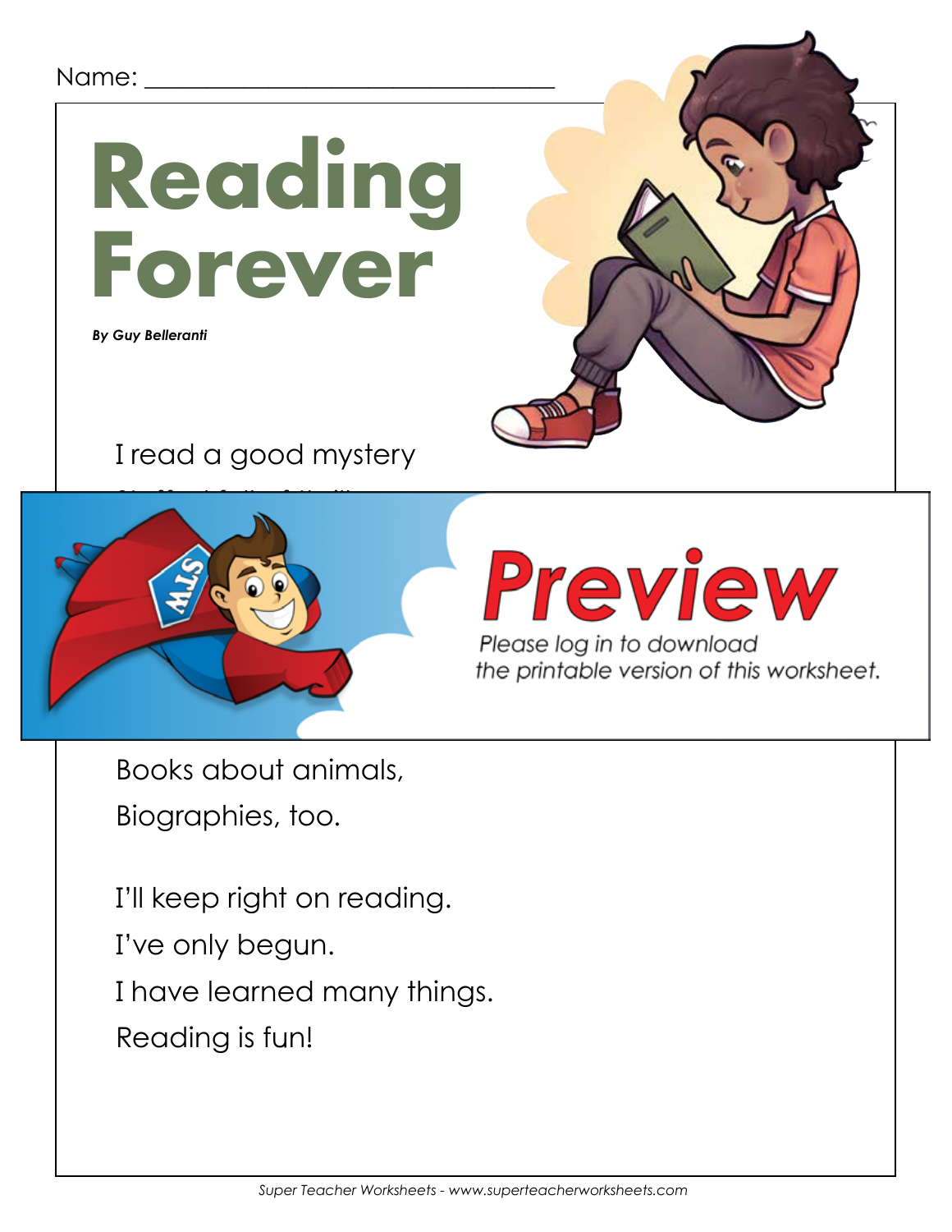Name: ___________________________

# Reading Forever

***By Guy Belleranti***

I read a good mystery

Books about animals,
Biographies, too.

I'll keep right on reading.
I've only begun.
I have learned many things.
Reading is fun!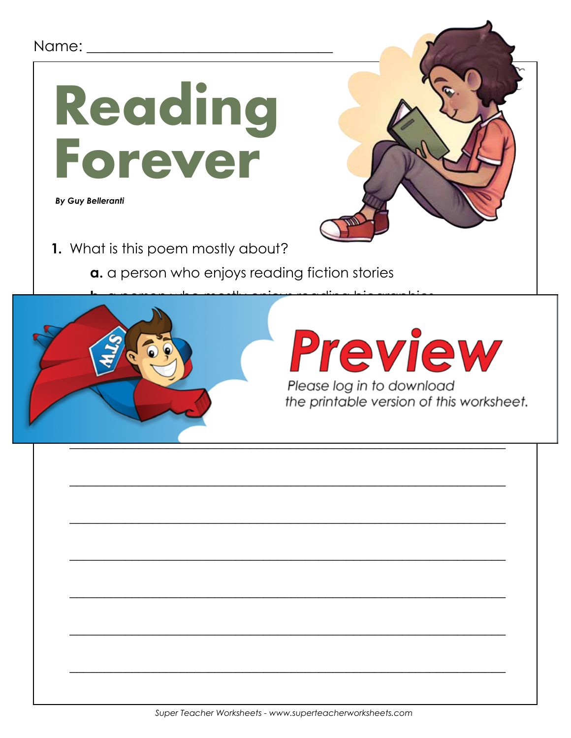Name: ______________________________

# Reading Forever

***By Guy Belleranti***

**1.** What is this poem mostly about?

**a.** a person who enjoys reading fiction stories